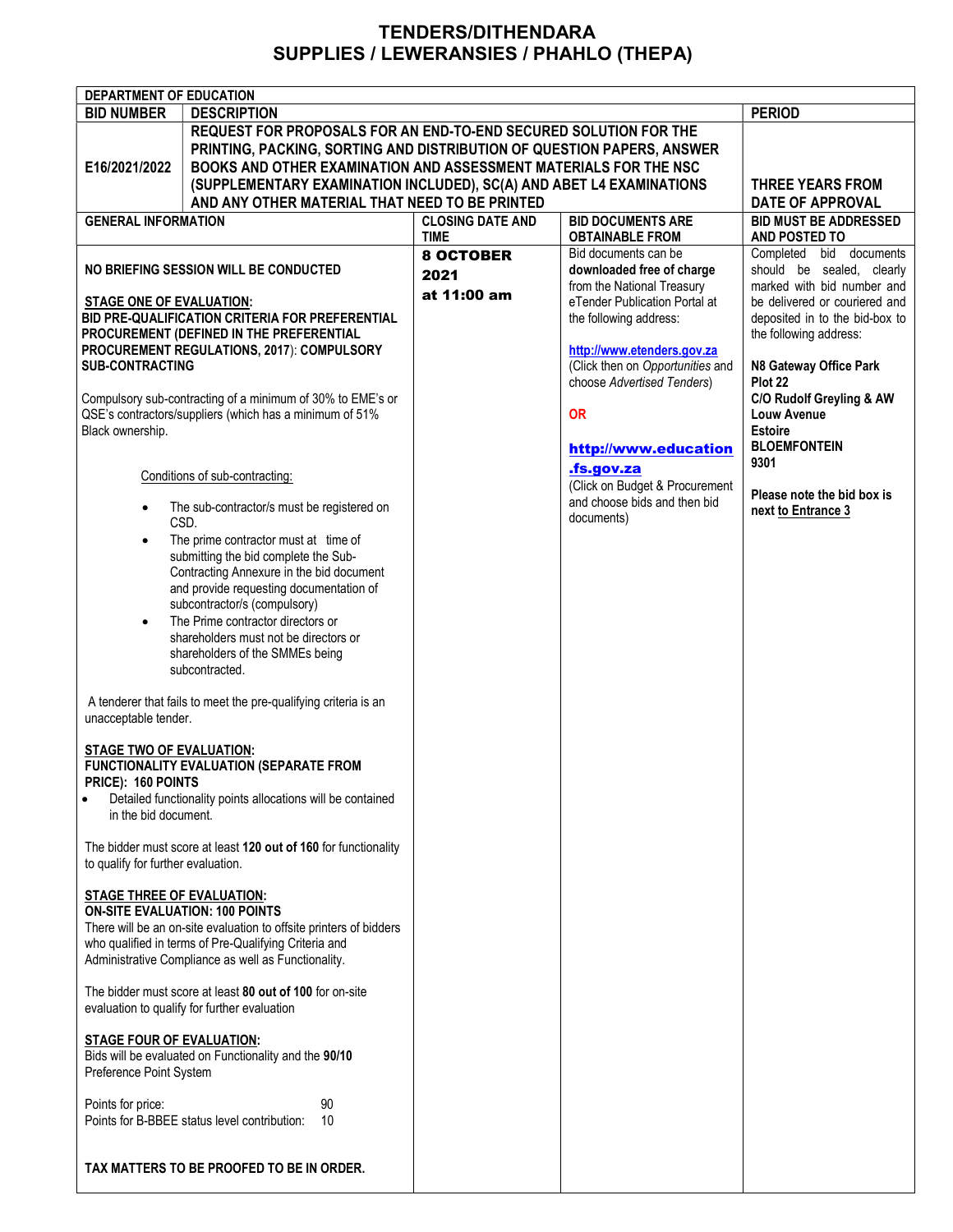# TENDERS/DITHENDARA
# SUPPLIES / LEWERANSIES / PHAHLO (THEPA)

| DEPARTMENT OF EDUCATION | | | | |
|---|---|---|---|---|
| **BID NUMBER** | **DESCRIPTION** | | | **PERIOD** |
| **E16/2021/2022** | **REQUEST FOR PROPOSALS FOR AN END-TO-END SECURED SOLUTION FOR THE PRINTING, PACKING, SORTING AND DISTRIBUTION OF QUESTION PAPERS, ANSWER BOOKS AND OTHER EXAMINATION AND ASSESSMENT MATERIALS FOR THE NSC (SUPPLEMENTARY EXAMINATION INCLUDED), SC(A) AND ABET L4 EXAMINATIONS AND ANY OTHER MATERIAL THAT NEED TO BE PRINTED** | | | **THREE YEARS FROM DATE OF APPROVAL** |
| **GENERAL INFORMATION** | | **CLOSING DATE AND TIME** | **BID DOCUMENTS ARE OBTAINABLE FROM** | **BID MUST BE ADDRESSED AND POSTED TO** |
| **NO BRIEFING SESSION WILL BE CONDUCTED**<br><br>**STAGE ONE OF EVALUATION:**<br>**BID PRE-QUALIFICATION CRITERIA FOR PREFERENTIAL PROCUREMENT (DEFINED IN THE PREFERENTIAL PROCUREMENT REGULATIONS, 2017): COMPULSORY SUB-CONTRACTING**<br><br>Compulsory sub-contracting of a minimum of 30% to EME's or QSE's contractors/suppliers (which has a minimum of 51% Black ownership.<br><br>Conditions of sub-contracting:<br>• The sub-contractor/s must be registered on CSD.<br>• The prime contractor must at time of submitting the bid complete the Sub-Contracting Annexure in the bid document and provide requesting documentation of subcontractor/s (compulsory)<br>• The Prime contractor directors or shareholders must not be directors or shareholders of the SMMEs being subcontracted.<br><br>A tenderer that fails to meet the pre-qualifying criteria is an unacceptable tender.<br><br>**STAGE TWO OF EVALUATION:**<br>**FUNCTIONALITY EVALUATION (SEPARATE FROM PRICE): 160 POINTS**<br>• Detailed functionality points allocations will be contained in the bid document.<br><br>The bidder must score at least **120 out of 160** for functionality to qualify for further evaluation.<br><br>**STAGE THREE OF EVALUATION:**<br>**ON-SITE EVALUATION: 100 POINTS**<br>There will be an on-site evaluation to offsite printers of bidders who qualified in terms of Pre-Qualifying Criteria and Administrative Compliance as well as Functionality.<br><br>The bidder must score at least **80 out of 100** for on-site evaluation to qualify for further evaluation<br><br>**STAGE FOUR OF EVALUATION:**<br>Bids will be evaluated on Functionality and the **90/10** Preference Point System<br><br>Points for price: 90<br>Points for B-BBEE status level contribution: 10<br><br>**TAX MATTERS TO BE PROOFED TO BE IN ORDER.** | | **8 OCTOBER 2021 at 11:00 am** | Bid documents can be **downloaded free of charge** from the National Treasury eTender Publication Portal at the following address:<br><br>**http://www.etenders.gov.za**<br>(Click then on *Opportunities* and choose *Advertised Tenders*)<br><br>**OR**<br><br>**http://www.education.fs.gov.za**<br>(Click on Budget & Procurement and choose bids and then bid documents) | Completed bid documents should be sealed, clearly marked with bid number and be delivered or couriered and deposited in to the bid-box to the following address:<br><br>**N8 Gateway Office Park**<br>**Plot 22**<br>**C/O Rudolf Greyling & AW Louw Avenue**<br>**Estoire**<br>**BLOEMFONTEIN**<br>**9301**<br><br>**Please note the bid box is next to Entrance 3** |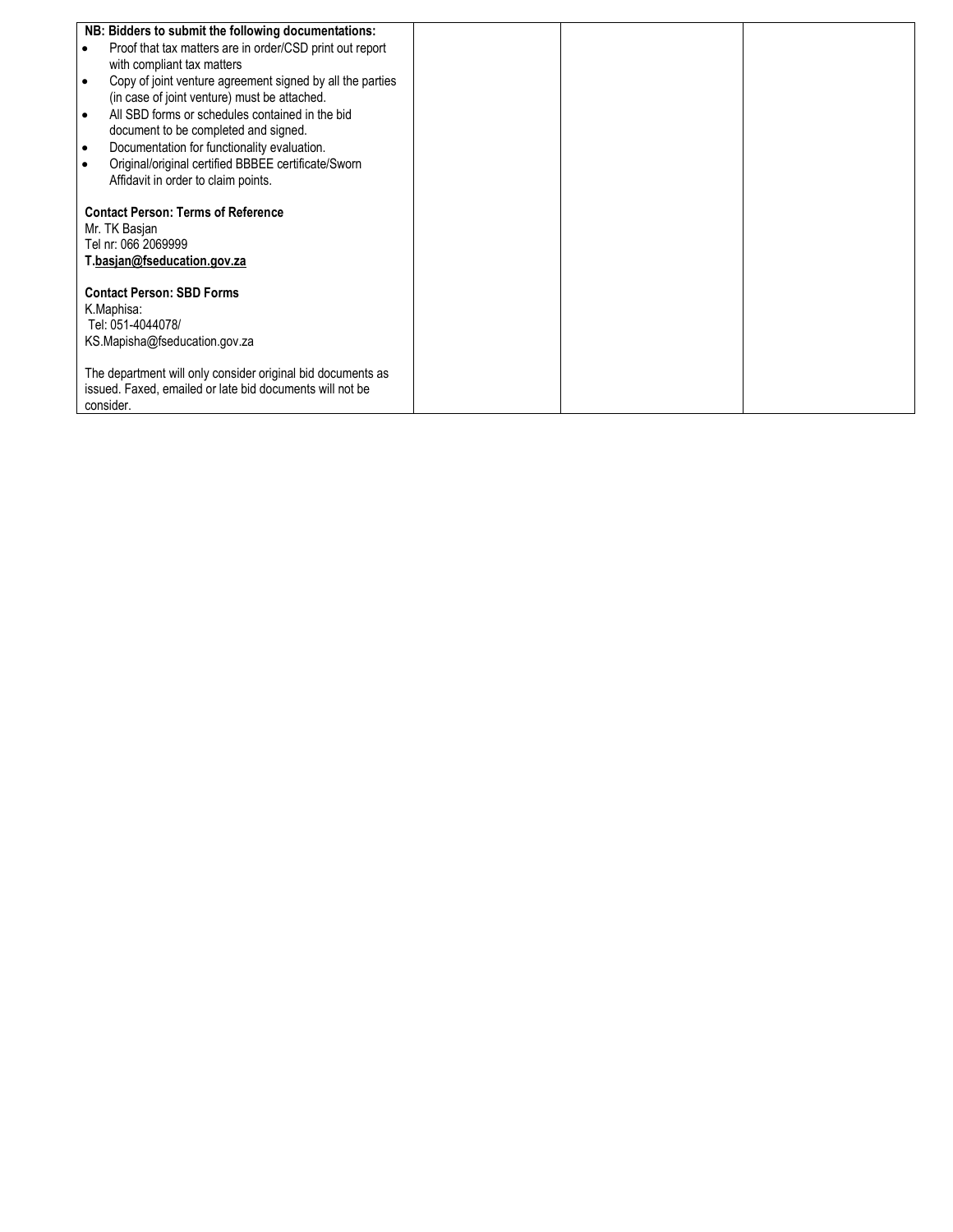| | | | |
|---|---|---|---|
| **NB: Bidders to submit the following documentations:**<br>• Proof that tax matters are in order/CSD print out report with compliant tax matters<br>• Copy of joint venture agreement signed by all the parties (in case of joint venture) must be attached.<br>• All SBD forms or schedules contained in the bid document to be completed and signed.<br>• Documentation for functionality evaluation.<br>• Original/original certified BBBEE certificate/Sworn Affidavit in order to claim points.<br><br>**Contact Person: Terms of Reference**<br>Mr. TK Basjan<br>Tel nr: 066 2069999<br>**T.basjan@fseducation.gov.za**<br><br>**Contact Person: SBD Forms**<br>K.Maphisa:<br>Tel: 051-4044078/<br>KS.Mapisha@fseducation.gov.za<br><br>The department will only consider original bid documents as issued. Faxed, emailed or late bid documents will not be consider. | | | |